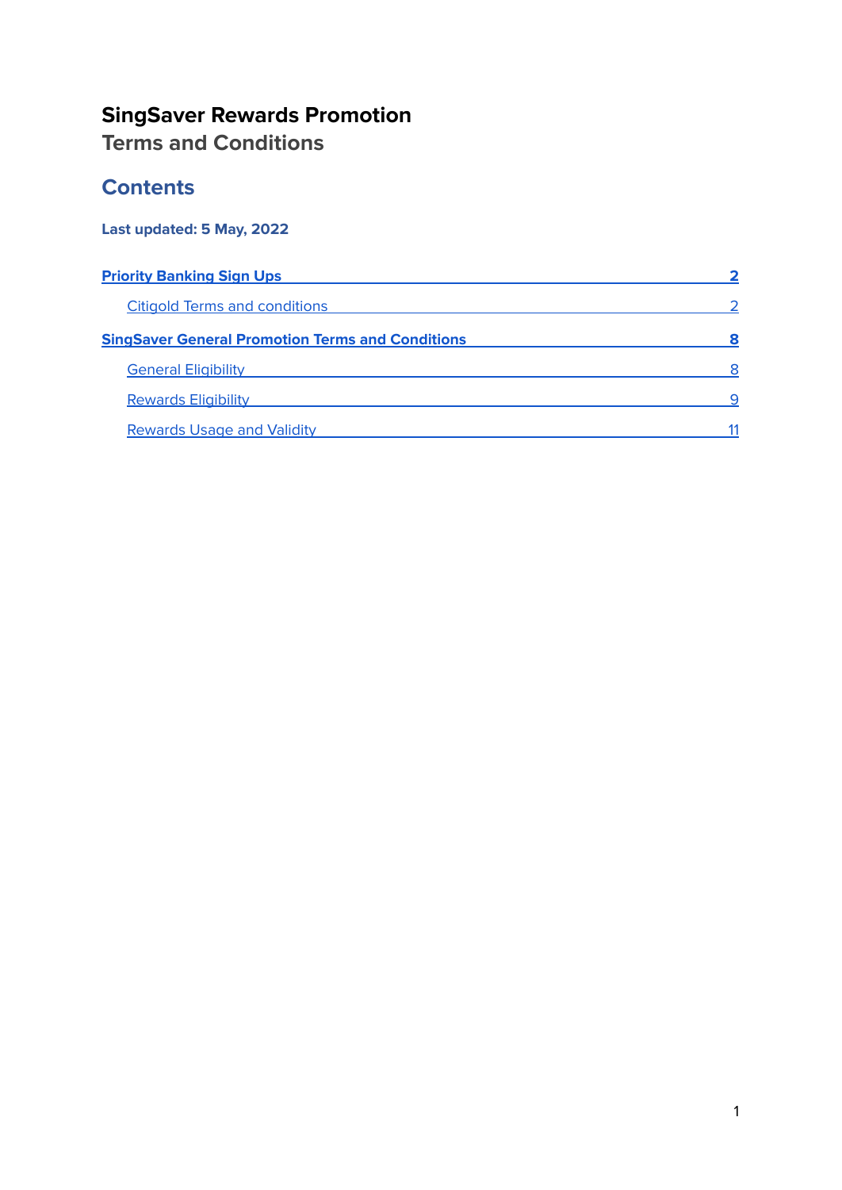# SingSaver Rewards Promotion

## Terms and Conditions

## Contents

**Last updated: 5 May, 2022**

**Priority Banking Sign Ups** **2**

- Citigold Terms and conditions 2

**SingSaver General Promotion Terms and Conditions** **8**

- General Eligibility 8
- Rewards Eligibility 9
- Rewards Usage and Validity 11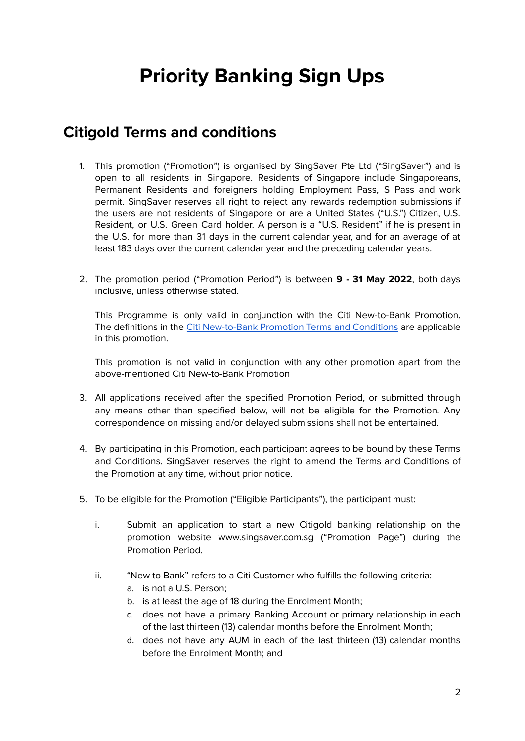# Priority Banking Sign Ups

## Citigold Terms and conditions

1. This promotion ("Promotion") is organised by SingSaver Pte Ltd ("SingSaver") and is open to all residents in Singapore. Residents of Singapore include Singaporeans, Permanent Residents and foreigners holding Employment Pass, S Pass and work permit. SingSaver reserves all right to reject any rewards redemption submissions if the users are not residents of Singapore or are a United States ("U.S.") Citizen, U.S. Resident, or U.S. Green Card holder. A person is a "U.S. Resident" if he is present in the U.S. for more than 31 days in the current calendar year, and for an average of at least 183 days over the current calendar year and the preceding calendar years.

2. The promotion period ("Promotion Period") is between **9 - 31 May 2022**, both days inclusive, unless otherwise stated.

   This Programme is only valid in conjunction with the Citi New-to-Bank Promotion. The definitions in the [Citi New-to-Bank Promotion Terms and Conditions]() are applicable in this promotion.

   This promotion is not valid in conjunction with any other promotion apart from the above-mentioned Citi New-to-Bank Promotion

3. All applications received after the specified Promotion Period, or submitted through any means other than specified below, will not be eligible for the Promotion. Any correspondence on missing and/or delayed submissions shall not be entertained.

4. By participating in this Promotion, each participant agrees to be bound by these Terms and Conditions. SingSaver reserves the right to amend the Terms and Conditions of the Promotion at any time, without prior notice.

5. To be eligible for the Promotion ("Eligible Participants"), the participant must:

   i. Submit an application to start a new Citigold banking relationship on the promotion website www.singsaver.com.sg ("Promotion Page") during the Promotion Period.

   ii. "New to Bank" refers to a Citi Customer who fulfills the following criteria:
      a. is not a U.S. Person;
      b. is at least the age of 18 during the Enrolment Month;
      c. does not have a primary Banking Account or primary relationship in each of the last thirteen (13) calendar months before the Enrolment Month;
      d. does not have any AUM in each of the last thirteen (13) calendar months before the Enrolment Month; and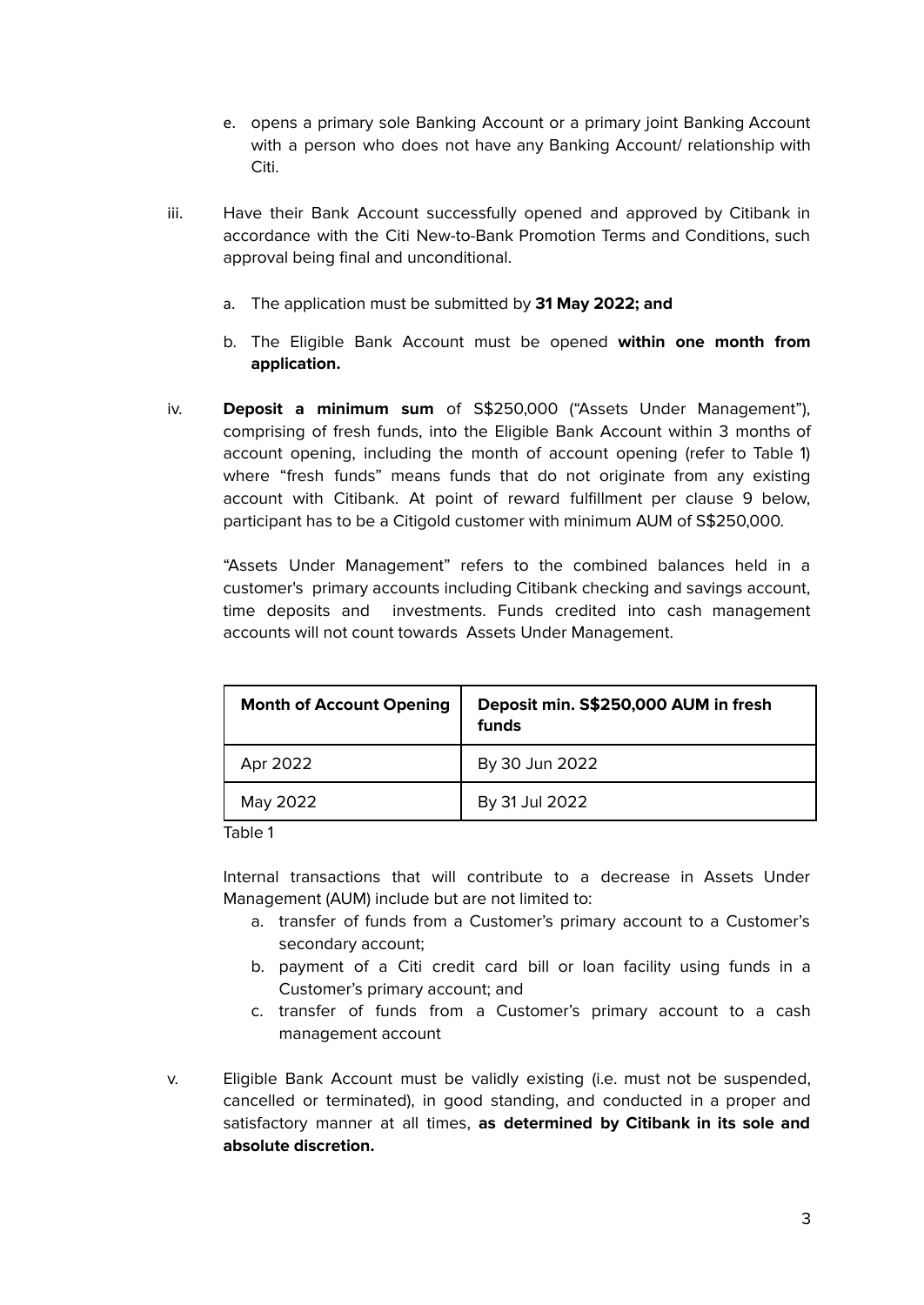e. opens a primary sole Banking Account or a primary joint Banking Account with a person who does not have any Banking Account/ relationship with Citi.

iii. Have their Bank Account successfully opened and approved by Citibank in accordance with the Citi New-to-Bank Promotion Terms and Conditions, such approval being final and unconditional.

   a. The application must be submitted by **31 May 2022; and**

   b. The Eligible Bank Account must be opened **within one month from application.**

iv. **Deposit a minimum sum** of S$250,000 ("Assets Under Management"), comprising of fresh funds, into the Eligible Bank Account within 3 months of account opening, including the month of account opening (refer to Table 1) where "fresh funds" means funds that do not originate from any existing account with Citibank. At point of reward fulfillment per clause 9 below, participant has to be a Citigold customer with minimum AUM of S$250,000.

   "Assets Under Management" refers to the combined balances held in a customer's primary accounts including Citibank checking and savings account, time deposits and investments. Funds credited into cash management accounts will not count towards Assets Under Management.

| **Month of Account Opening** | **Deposit min. S$250,000 AUM in fresh funds** |
| --- | --- |
| Apr 2022 | By 30 Jun 2022 |
| May 2022 | By 31 Jul 2022 |

Table 1

   Internal transactions that will contribute to a decrease in Assets Under Management (AUM) include but are not limited to:

   a. transfer of funds from a Customer's primary account to a Customer's secondary account;
   b. payment of a Citi credit card bill or loan facility using funds in a Customer's primary account; and
   c. transfer of funds from a Customer's primary account to a cash management account

v. Eligible Bank Account must be validly existing (i.e. must not be suspended, cancelled or terminated), in good standing, and conducted in a proper and satisfactory manner at all times, **as determined by Citibank in its sole and absolute discretion.**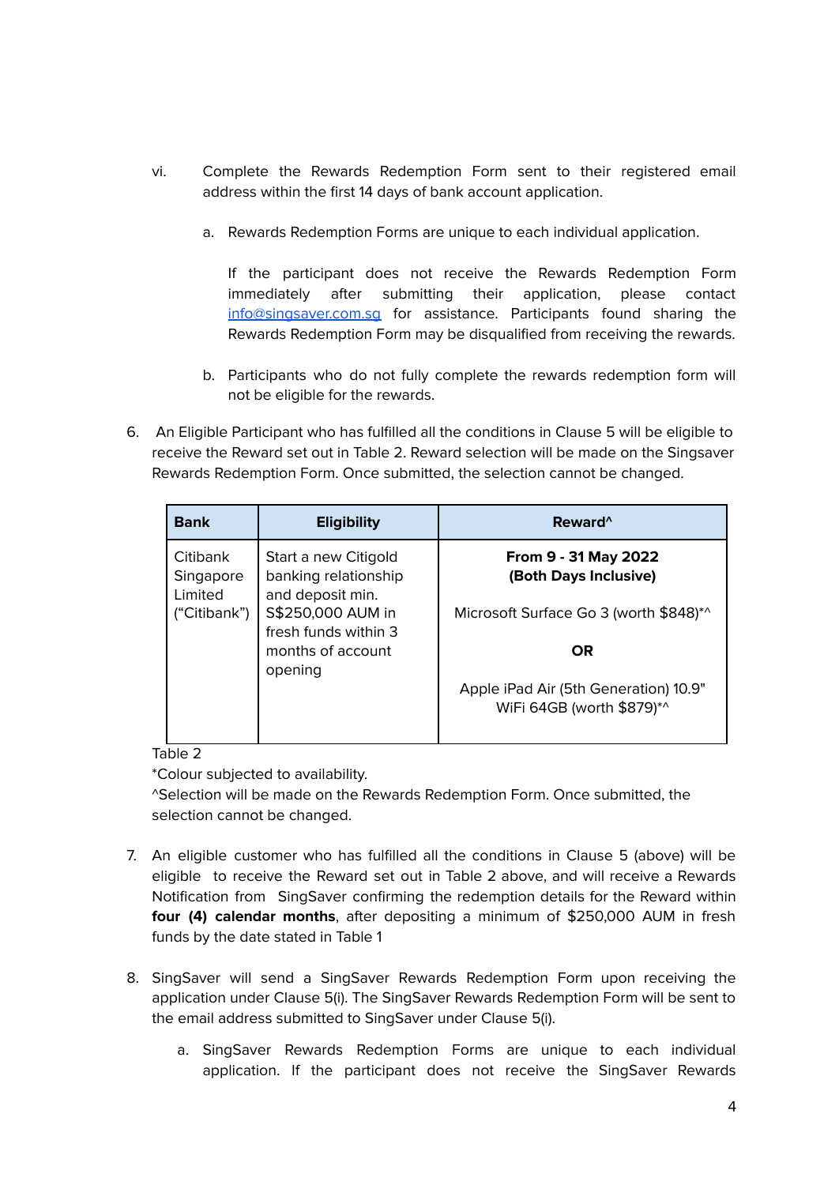vi. Complete the Rewards Redemption Form sent to their registered email address within the first 14 days of bank account application.

   a. Rewards Redemption Forms are unique to each individual application.

      If the participant does not receive the Rewards Redemption Form immediately after submitting their application, please contact [info@singsaver.com.sg](mailto:info@singsaver.com.sg) for assistance. Participants found sharing the Rewards Redemption Form may be disqualified from receiving the rewards.

   b. Participants who do not fully complete the rewards redemption form will not be eligible for the rewards.

6. An Eligible Participant who has fulfilled all the conditions in Clause 5 will be eligible to receive the Reward set out in Table 2. Reward selection will be made on the Singsaver Rewards Redemption Form. Once submitted, the selection cannot be changed.

| Bank | Eligibility | Reward^ |
|---|---|---|
| Citibank Singapore Limited ("Citibank") | Start a new Citigold banking relationship and deposit min. S$250,000 AUM in fresh funds within 3 months of account opening | **From 9 - 31 May 2022 (Both Days Inclusive)**<br><br>Microsoft Surface Go 3 (worth $848)*^<br><br>**OR**<br><br>Apple iPad Air (5th Generation) 10.9" WiFi 64GB (worth $879)*^ |

Table 2

*Colour subjected to availability.

^Selection will be made on the Rewards Redemption Form. Once submitted, the selection cannot be changed.

7. An eligible customer who has fulfilled all the conditions in Clause 5 (above) will be eligible to receive the Reward set out in Table 2 above, and will receive a Rewards Notification from SingSaver confirming the redemption details for the Reward within **four (4) calendar months**, after depositing a minimum of $250,000 AUM in fresh funds by the date stated in Table 1

8. SingSaver will send a SingSaver Rewards Redemption Form upon receiving the application under Clause 5(i). The SingSaver Rewards Redemption Form will be sent to the email address submitted to SingSaver under Clause 5(i).

   a. SingSaver Rewards Redemption Forms are unique to each individual application. If the participant does not receive the SingSaver Rewards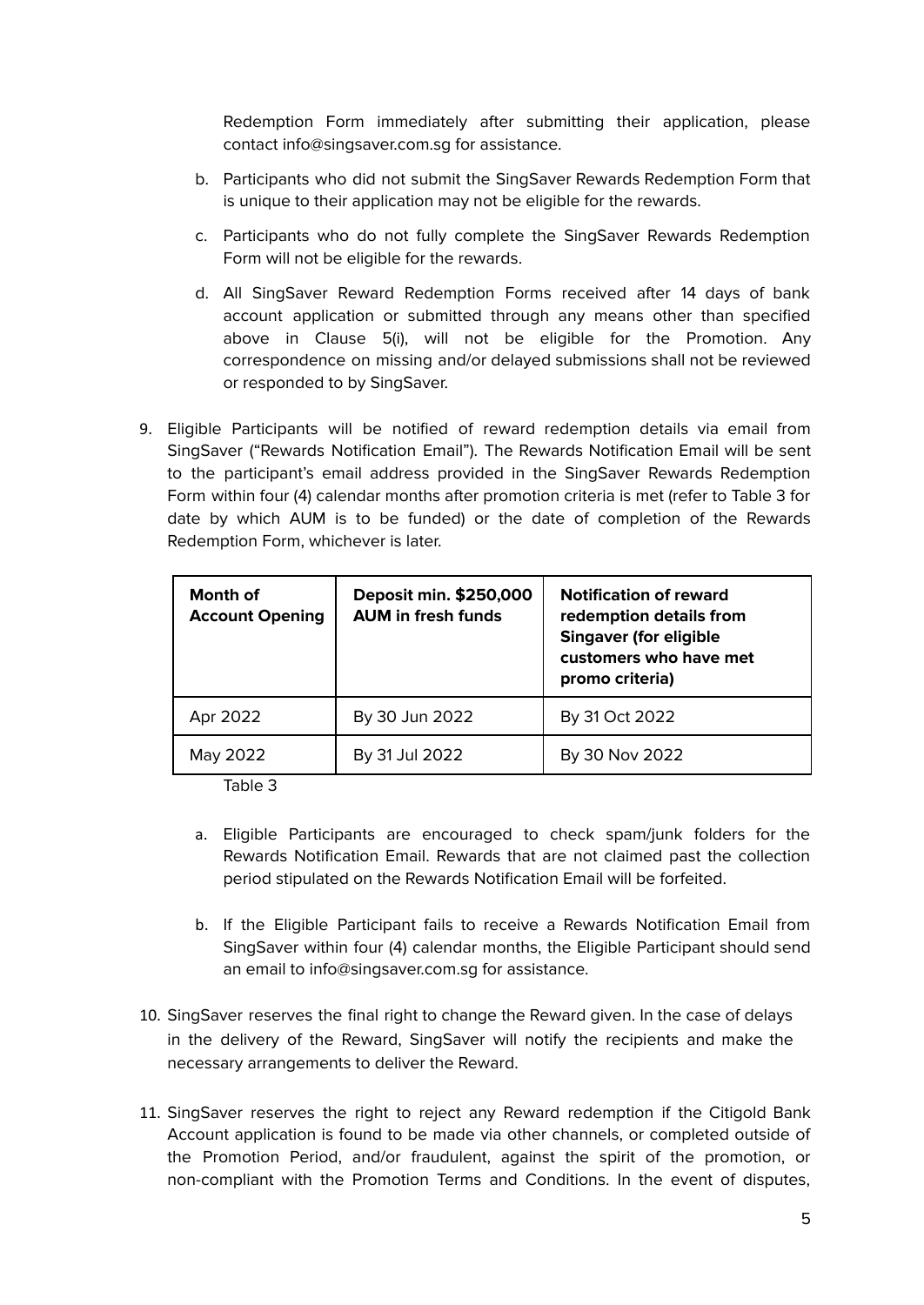Redemption Form immediately after submitting their application, please contact info@singsaver.com.sg for assistance.

b. Participants who did not submit the SingSaver Rewards Redemption Form that is unique to their application may not be eligible for the rewards.

c. Participants who do not fully complete the SingSaver Rewards Redemption Form will not be eligible for the rewards.

d. All SingSaver Reward Redemption Forms received after 14 days of bank account application or submitted through any means other than specified above in Clause 5(i), will not be eligible for the Promotion. Any correspondence on missing and/or delayed submissions shall not be reviewed or responded to by SingSaver.

9. Eligible Participants will be notified of reward redemption details via email from SingSaver ("Rewards Notification Email"). The Rewards Notification Email will be sent to the participant's email address provided in the SingSaver Rewards Redemption Form within four (4) calendar months after promotion criteria is met (refer to Table 3 for date by which AUM is to be funded) or the date of completion of the Rewards Redemption Form, whichever is later.

| **Month of Account Opening** | **Deposit min. $250,000 AUM in fresh funds** | **Notification of reward redemption details from Singaver (for eligible customers who have met promo criteria)** |
|---|---|---|
| Apr 2022 | By 30 Jun 2022 | By 31 Oct 2022 |
| May 2022 | By 31 Jul 2022 | By 30 Nov 2022 |

Table 3

a. Eligible Participants are encouraged to check spam/junk folders for the Rewards Notification Email. Rewards that are not claimed past the collection period stipulated on the Rewards Notification Email will be forfeited.

b. If the Eligible Participant fails to receive a Rewards Notification Email from SingSaver within four (4) calendar months, the Eligible Participant should send an email to info@singsaver.com.sg for assistance.

10. SingSaver reserves the final right to change the Reward given. In the case of delays in the delivery of the Reward, SingSaver will notify the recipients and make the necessary arrangements to deliver the Reward.

11. SingSaver reserves the right to reject any Reward redemption if the Citigold Bank Account application is found to be made via other channels, or completed outside of the Promotion Period, and/or fraudulent, against the spirit of the promotion, or non-compliant with the Promotion Terms and Conditions. In the event of disputes,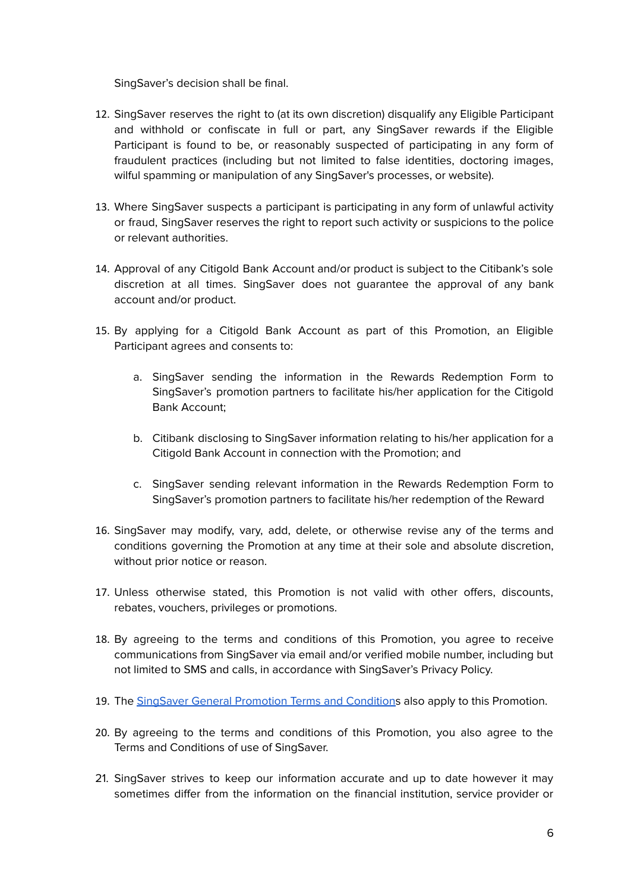SingSaver's decision shall be final.

12. SingSaver reserves the right to (at its own discretion) disqualify any Eligible Participant and withhold or confiscate in full or part, any SingSaver rewards if the Eligible Participant is found to be, or reasonably suspected of participating in any form of fraudulent practices (including but not limited to false identities, doctoring images, wilful spamming or manipulation of any SingSaver's processes, or website).

13. Where SingSaver suspects a participant is participating in any form of unlawful activity or fraud, SingSaver reserves the right to report such activity or suspicions to the police or relevant authorities.

14. Approval of any Citigold Bank Account and/or product is subject to the Citibank's sole discretion at all times. SingSaver does not guarantee the approval of any bank account and/or product.

15. By applying for a Citigold Bank Account as part of this Promotion, an Eligible Participant agrees and consents to:

    a. SingSaver sending the information in the Rewards Redemption Form to SingSaver's promotion partners to facilitate his/her application for the Citigold Bank Account;

    b. Citibank disclosing to SingSaver information relating to his/her application for a Citigold Bank Account in connection with the Promotion; and

    c. SingSaver sending relevant information in the Rewards Redemption Form to SingSaver's promotion partners to facilitate his/her redemption of the Reward

16. SingSaver may modify, vary, add, delete, or otherwise revise any of the terms and conditions governing the Promotion at any time at their sole and absolute discretion, without prior notice or reason.

17. Unless otherwise stated, this Promotion is not valid with other offers, discounts, rebates, vouchers, privileges or promotions.

18. By agreeing to the terms and conditions of this Promotion, you agree to receive communications from SingSaver via email and/or verified mobile number, including but not limited to SMS and calls, in accordance with SingSaver's Privacy Policy.

19. The [SingSaver General Promotion Terms and Conditions]() also apply to this Promotion.

20. By agreeing to the terms and conditions of this Promotion, you also agree to the Terms and Conditions of use of SingSaver.

21. SingSaver strives to keep our information accurate and up to date however it may sometimes differ from the information on the financial institution, service provider or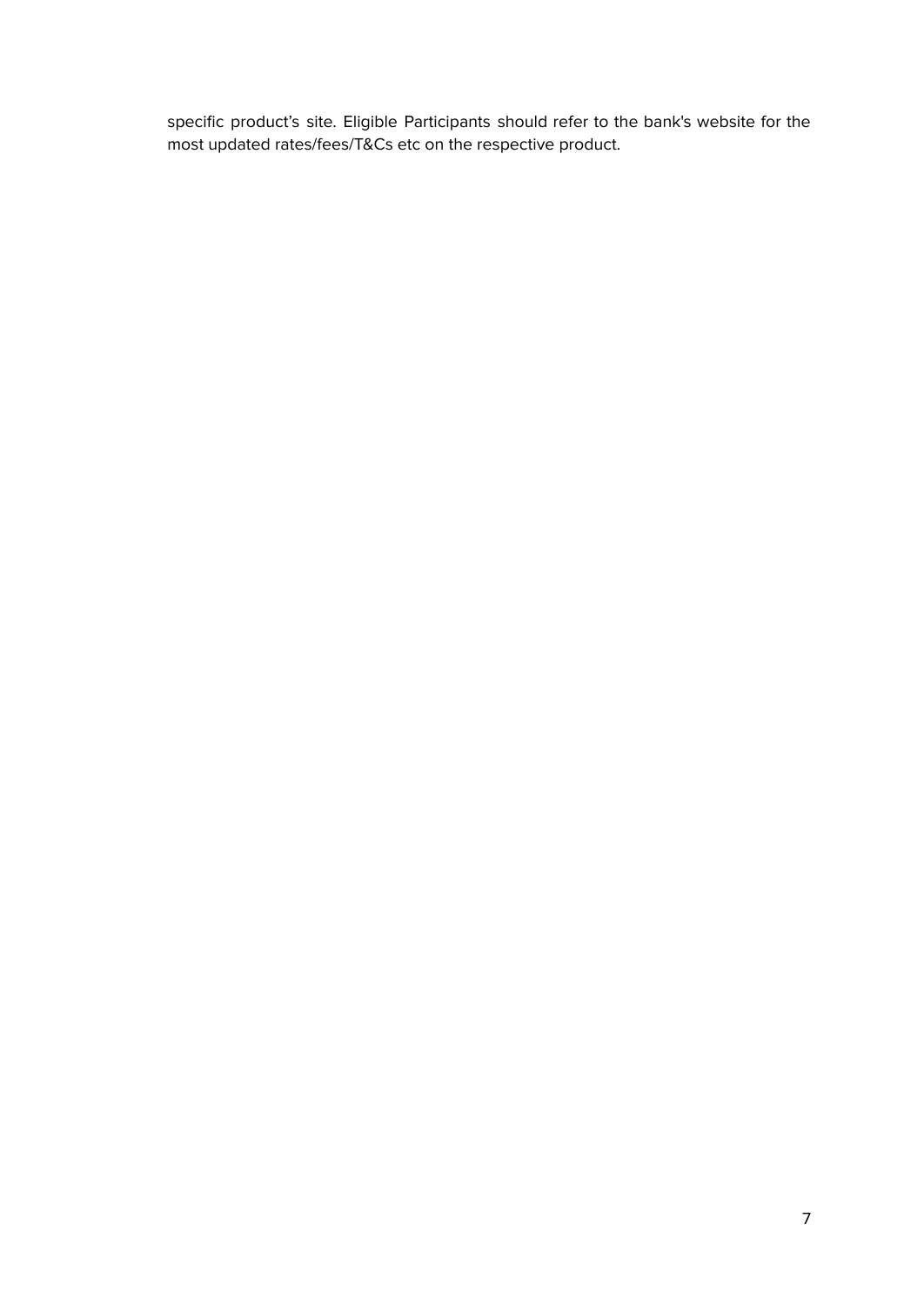specific product's site. Eligible Participants should refer to the bank's website for the most updated rates/fees/T&Cs etc on the respective product.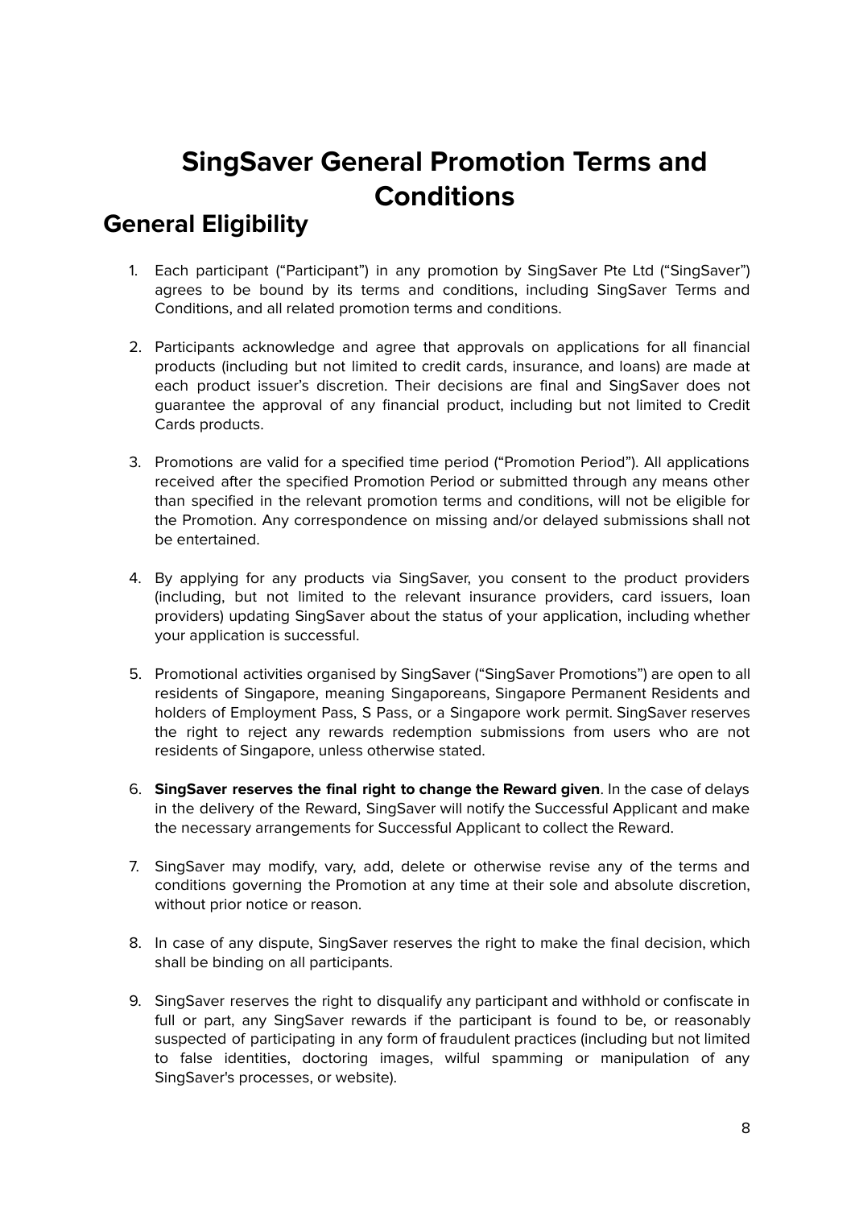# SingSaver General Promotion Terms and Conditions

## General Eligibility

1. Each participant ("Participant") in any promotion by SingSaver Pte Ltd ("SingSaver") agrees to be bound by its terms and conditions, including SingSaver Terms and Conditions, and all related promotion terms and conditions.

2. Participants acknowledge and agree that approvals on applications for all financial products (including but not limited to credit cards, insurance, and loans) are made at each product issuer's discretion. Their decisions are final and SingSaver does not guarantee the approval of any financial product, including but not limited to Credit Cards products.

3. Promotions are valid for a specified time period ("Promotion Period"). All applications received after the specified Promotion Period or submitted through any means other than specified in the relevant promotion terms and conditions, will not be eligible for the Promotion. Any correspondence on missing and/or delayed submissions shall not be entertained.

4. By applying for any products via SingSaver, you consent to the product providers (including, but not limited to the relevant insurance providers, card issuers, loan providers) updating SingSaver about the status of your application, including whether your application is successful.

5. Promotional activities organised by SingSaver ("SingSaver Promotions") are open to all residents of Singapore, meaning Singaporeans, Singapore Permanent Residents and holders of Employment Pass, S Pass, or a Singapore work permit. SingSaver reserves the right to reject any rewards redemption submissions from users who are not residents of Singapore, unless otherwise stated.

6. **SingSaver reserves the final right to change the Reward given**. In the case of delays in the delivery of the Reward, SingSaver will notify the Successful Applicant and make the necessary arrangements for Successful Applicant to collect the Reward.

7. SingSaver may modify, vary, add, delete or otherwise revise any of the terms and conditions governing the Promotion at any time at their sole and absolute discretion, without prior notice or reason.

8. In case of any dispute, SingSaver reserves the right to make the final decision, which shall be binding on all participants.

9. SingSaver reserves the right to disqualify any participant and withhold or confiscate in full or part, any SingSaver rewards if the participant is found to be, or reasonably suspected of participating in any form of fraudulent practices (including but not limited to false identities, doctoring images, wilful spamming or manipulation of any SingSaver's processes, or website).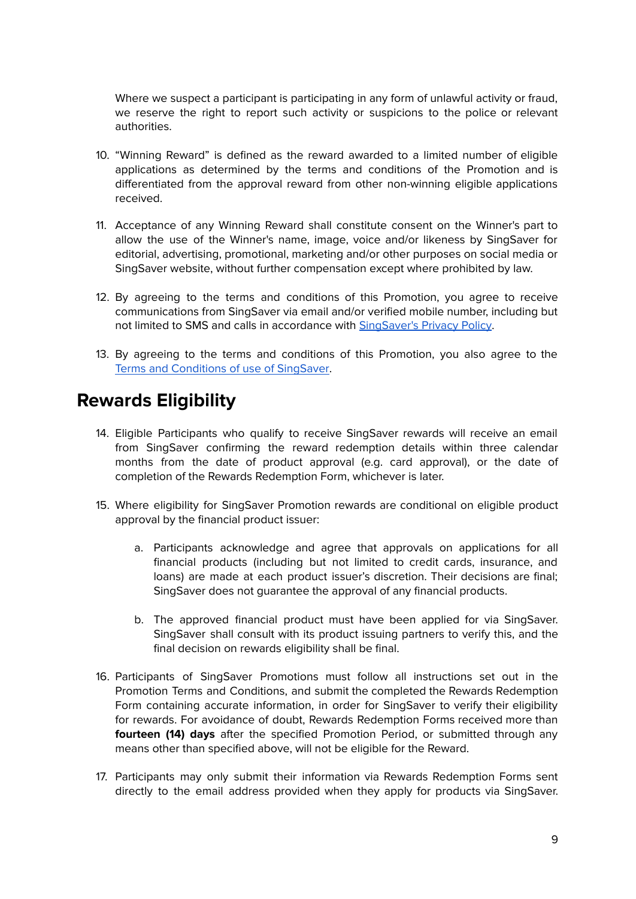Where we suspect a participant is participating in any form of unlawful activity or fraud, we reserve the right to report such activity or suspicions to the police or relevant authorities.

10. "Winning Reward" is defined as the reward awarded to a limited number of eligible applications as determined by the terms and conditions of the Promotion and is differentiated from the approval reward from other non-winning eligible applications received.

11. Acceptance of any Winning Reward shall constitute consent on the Winner's part to allow the use of the Winner's name, image, voice and/or likeness by SingSaver for editorial, advertising, promotional, marketing and/or other purposes on social media or SingSaver website, without further compensation except where prohibited by law.

12. By agreeing to the terms and conditions of this Promotion, you agree to receive communications from SingSaver via email and/or verified mobile number, including but not limited to SMS and calls in accordance with SingSaver's Privacy Policy.

13. By agreeing to the terms and conditions of this Promotion, you also agree to the Terms and Conditions of use of SingSaver.

## Rewards Eligibility

14. Eligible Participants who qualify to receive SingSaver rewards will receive an email from SingSaver confirming the reward redemption details within three calendar months from the date of product approval (e.g. card approval), or the date of completion of the Rewards Redemption Form, whichever is later.

15. Where eligibility for SingSaver Promotion rewards are conditional on eligible product approval by the financial product issuer:

    a. Participants acknowledge and agree that approvals on applications for all financial products (including but not limited to credit cards, insurance, and loans) are made at each product issuer's discretion. Their decisions are final; SingSaver does not guarantee the approval of any financial products.

    b. The approved financial product must have been applied for via SingSaver. SingSaver shall consult with its product issuing partners to verify this, and the final decision on rewards eligibility shall be final.

16. Participants of SingSaver Promotions must follow all instructions set out in the Promotion Terms and Conditions, and submit the completed the Rewards Redemption Form containing accurate information, in order for SingSaver to verify their eligibility for rewards. For avoidance of doubt, Rewards Redemption Forms received more than **fourteen (14) days** after the specified Promotion Period, or submitted through any means other than specified above, will not be eligible for the Reward.

17. Participants may only submit their information via Rewards Redemption Forms sent directly to the email address provided when they apply for products via SingSaver.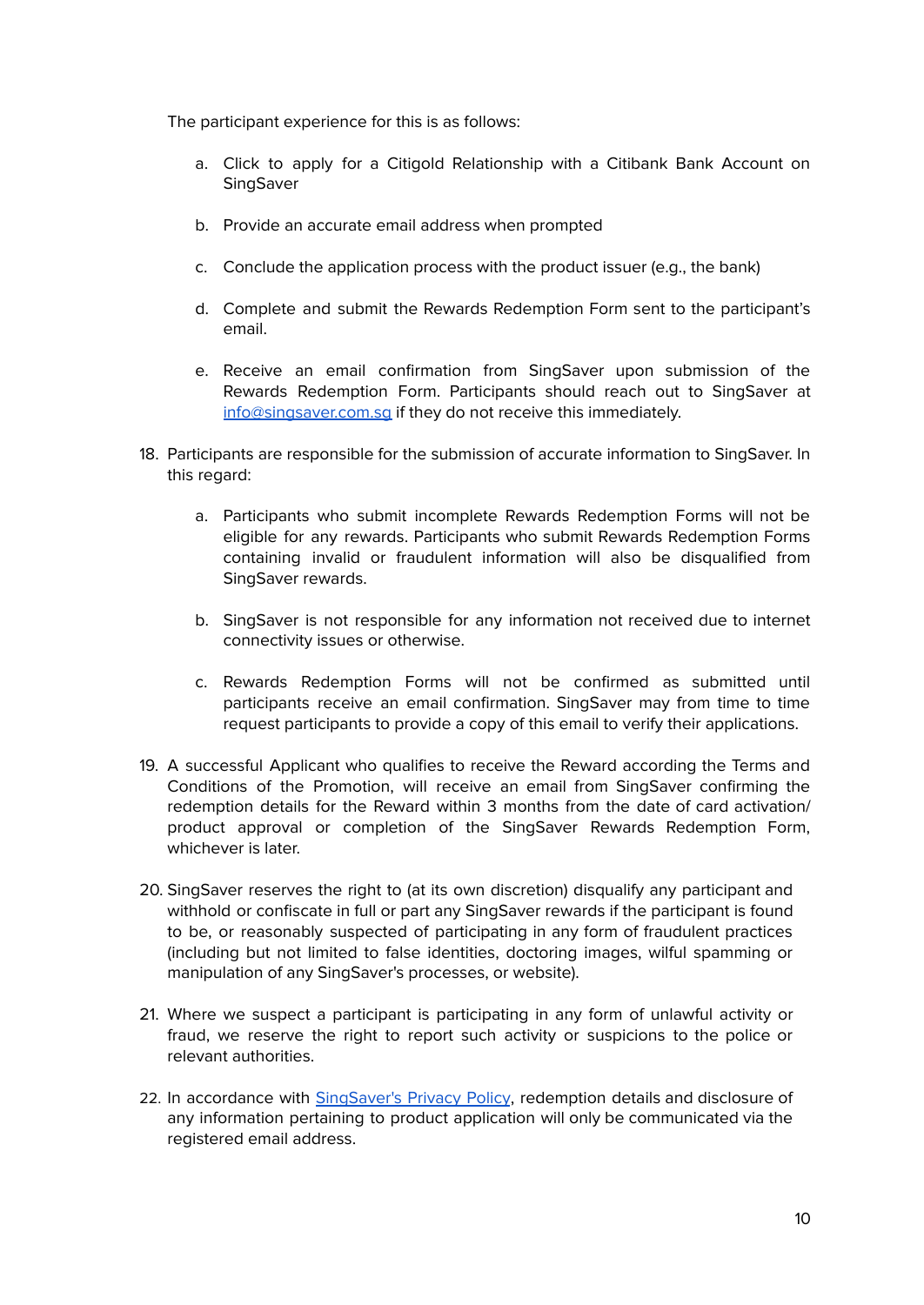The participant experience for this is as follows:

a. Click to apply for a Citigold Relationship with a Citibank Bank Account on SingSaver

b. Provide an accurate email address when prompted

c. Conclude the application process with the product issuer (e.g., the bank)

d. Complete and submit the Rewards Redemption Form sent to the participant's email.

e. Receive an email confirmation from SingSaver upon submission of the Rewards Redemption Form. Participants should reach out to SingSaver at [info@singsaver.com.sg](mailto:info@singsaver.com.sg) if they do not receive this immediately.

18. Participants are responsible for the submission of accurate information to SingSaver. In this regard:

    a. Participants who submit incomplete Rewards Redemption Forms will not be eligible for any rewards. Participants who submit Rewards Redemption Forms containing invalid or fraudulent information will also be disqualified from SingSaver rewards.

    b. SingSaver is not responsible for any information not received due to internet connectivity issues or otherwise.

    c. Rewards Redemption Forms will not be confirmed as submitted until participants receive an email confirmation. SingSaver may from time to time request participants to provide a copy of this email to verify their applications.

19. A successful Applicant who qualifies to receive the Reward according the Terms and Conditions of the Promotion, will receive an email from SingSaver confirming the redemption details for the Reward within 3 months from the date of card activation/ product approval or completion of the SingSaver Rewards Redemption Form, whichever is later.

20. SingSaver reserves the right to (at its own discretion) disqualify any participant and withhold or confiscate in full or part any SingSaver rewards if the participant is found to be, or reasonably suspected of participating in any form of fraudulent practices (including but not limited to false identities, doctoring images, wilful spamming or manipulation of any SingSaver's processes, or website).

21. Where we suspect a participant is participating in any form of unlawful activity or fraud, we reserve the right to report such activity or suspicions to the police or relevant authorities.

22. In accordance with SingSaver's Privacy Policy, redemption details and disclosure of any information pertaining to product application will only be communicated via the registered email address.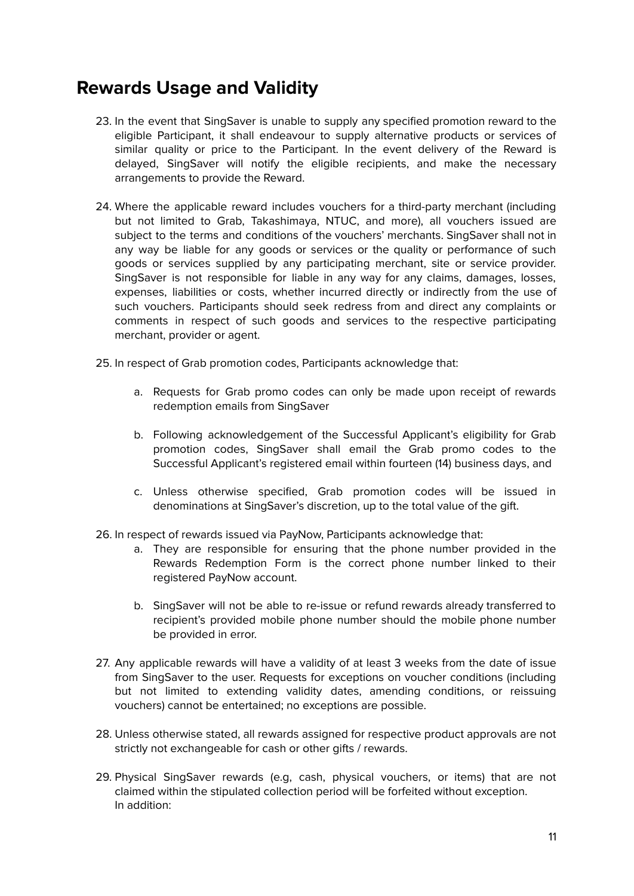## Rewards Usage and Validity

23. In the event that SingSaver is unable to supply any specified promotion reward to the eligible Participant, it shall endeavour to supply alternative products or services of similar quality or price to the Participant. In the event delivery of the Reward is delayed, SingSaver will notify the eligible recipients, and make the necessary arrangements to provide the Reward.

24. Where the applicable reward includes vouchers for a third-party merchant (including but not limited to Grab, Takashimaya, NTUC, and more), all vouchers issued are subject to the terms and conditions of the vouchers' merchants. SingSaver shall not in any way be liable for any goods or services or the quality or performance of such goods or services supplied by any participating merchant, site or service provider. SingSaver is not responsible for liable in any way for any claims, damages, losses, expenses, liabilities or costs, whether incurred directly or indirectly from the use of such vouchers. Participants should seek redress from and direct any complaints or comments in respect of such goods and services to the respective participating merchant, provider or agent.

25. In respect of Grab promotion codes, Participants acknowledge that:

    a. Requests for Grab promo codes can only be made upon receipt of rewards redemption emails from SingSaver

    b. Following acknowledgement of the Successful Applicant's eligibility for Grab promotion codes, SingSaver shall email the Grab promo codes to the Successful Applicant's registered email within fourteen (14) business days, and

    c. Unless otherwise specified, Grab promotion codes will be issued in denominations at SingSaver's discretion, up to the total value of the gift.

26. In respect of rewards issued via PayNow, Participants acknowledge that:

    a. They are responsible for ensuring that the phone number provided in the Rewards Redemption Form is the correct phone number linked to their registered PayNow account.

    b. SingSaver will not be able to re-issue or refund rewards already transferred to recipient's provided mobile phone number should the mobile phone number be provided in error.

27. Any applicable rewards will have a validity of at least 3 weeks from the date of issue from SingSaver to the user. Requests for exceptions on voucher conditions (including but not limited to extending validity dates, amending conditions, or reissuing vouchers) cannot be entertained; no exceptions are possible.

28. Unless otherwise stated, all rewards assigned for respective product approvals are not strictly not exchangeable for cash or other gifts / rewards.

29. Physical SingSaver rewards (e.g, cash, physical vouchers, or items) that are not claimed within the stipulated collection period will be forfeited without exception.
    In addition: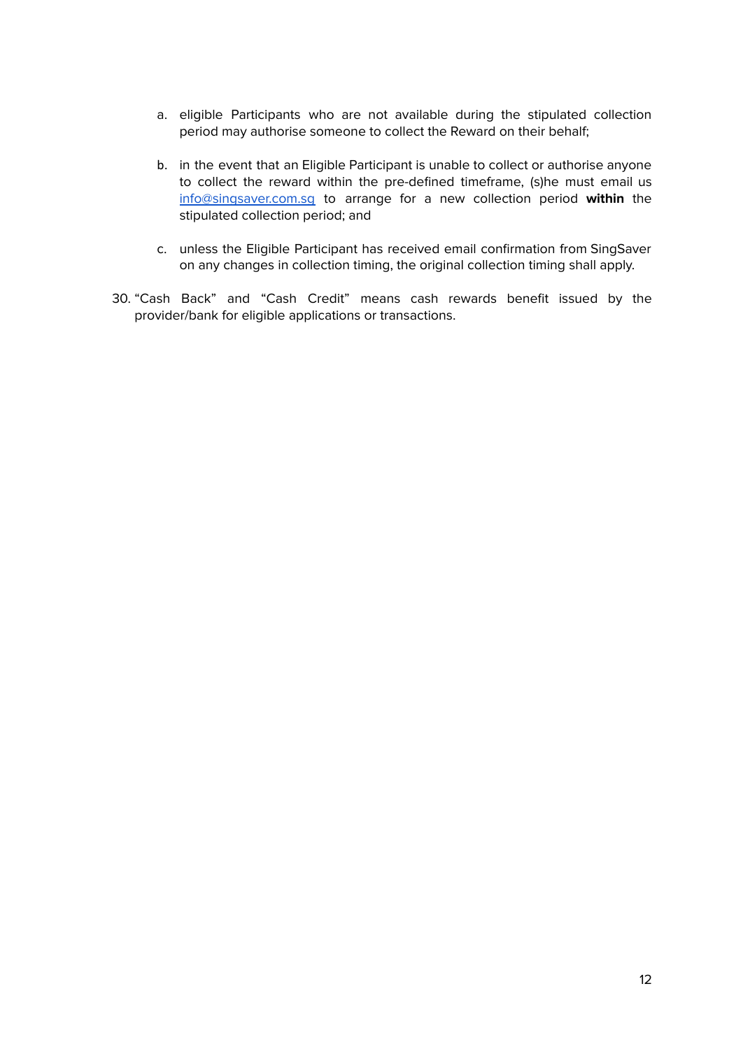a. eligible Participants who are not available during the stipulated collection period may authorise someone to collect the Reward on their behalf;

b. in the event that an Eligible Participant is unable to collect or authorise anyone to collect the reward within the pre-defined timeframe, (s)he must email us info@singsaver.com.sg to arrange for a new collection period **within** the stipulated collection period; and

c. unless the Eligible Participant has received email confirmation from SingSaver on any changes in collection timing, the original collection timing shall apply.

30. "Cash Back" and "Cash Credit" means cash rewards benefit issued by the provider/bank for eligible applications or transactions.